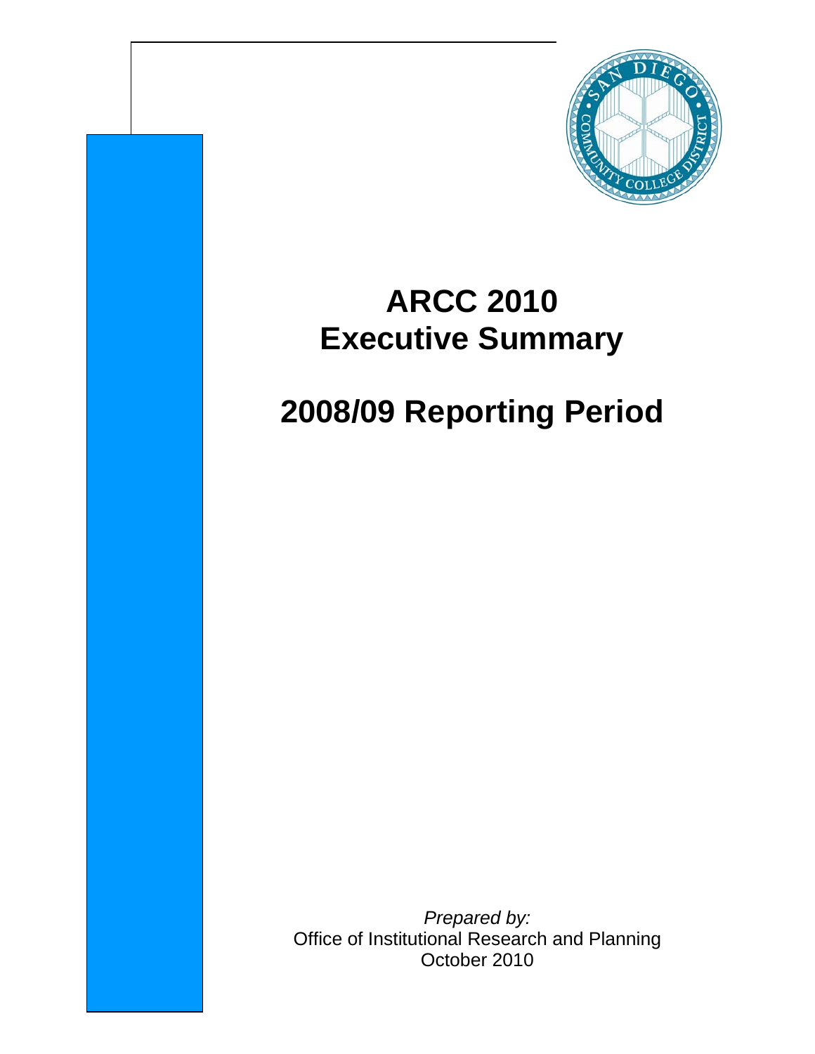# ARCC 2010
# Executive Summary

# 2008/09 Reporting Period

*Prepared by:*
Office of Institutional Research and Planning
October 2010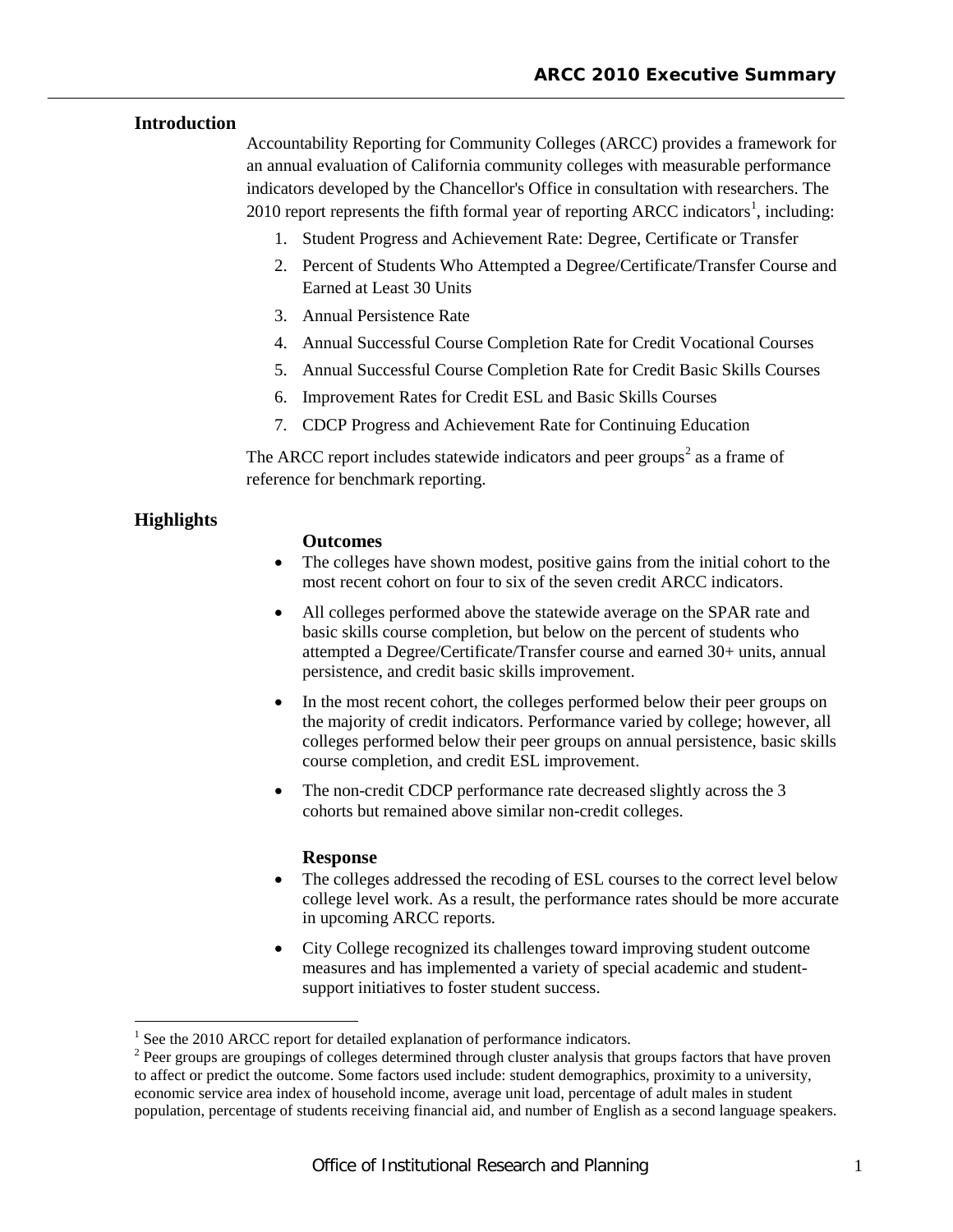## Introduction

Accountability Reporting for Community Colleges (ARCC) provides a framework for an annual evaluation of California community colleges with measurable performance indicators developed by the Chancellor's Office in consultation with researchers. The 2010 report represents the fifth formal year of reporting ARCC indicators[1], including:

1. Student Progress and Achievement Rate: Degree, Certificate or Transfer
2. Percent of Students Who Attempted a Degree/Certificate/Transfer Course and Earned at Least 30 Units
3. Annual Persistence Rate
4. Annual Successful Course Completion Rate for Credit Vocational Courses
5. Annual Successful Course Completion Rate for Credit Basic Skills Courses
6. Improvement Rates for Credit ESL and Basic Skills Courses
7. CDCP Progress and Achievement Rate for Continuing Education

The ARCC report includes statewide indicators and peer groups[2] as a frame of reference for benchmark reporting.

## Highlights

### Outcomes

- The colleges have shown modest, positive gains from the initial cohort to the most recent cohort on four to six of the seven credit ARCC indicators.
- All colleges performed above the statewide average on the SPAR rate and basic skills course completion, but below on the percent of students who attempted a Degree/Certificate/Transfer course and earned 30+ units, annual persistence, and credit basic skills improvement.
- In the most recent cohort, the colleges performed below their peer groups on the majority of credit indicators. Performance varied by college; however, all colleges performed below their peer groups on annual persistence, basic skills course completion, and credit ESL improvement.
- The non-credit CDCP performance rate decreased slightly across the 3 cohorts but remained above similar non-credit colleges.

### Response

- The colleges addressed the recoding of ESL courses to the correct level below college level work. As a result, the performance rates should be more accurate in upcoming ARCC reports.
- City College recognized its challenges toward improving student outcome measures and has implemented a variety of special academic and student-support initiatives to foster student success.

---

[1] See the 2010 ARCC report for detailed explanation of performance indicators.

[2] Peer groups are groupings of colleges determined through cluster analysis that groups factors that have proven to affect or predict the outcome. Some factors used include: student demographics, proximity to a university, economic service area index of household income, average unit load, percentage of adult males in student population, percentage of students receiving financial aid, and number of English as a second language speakers.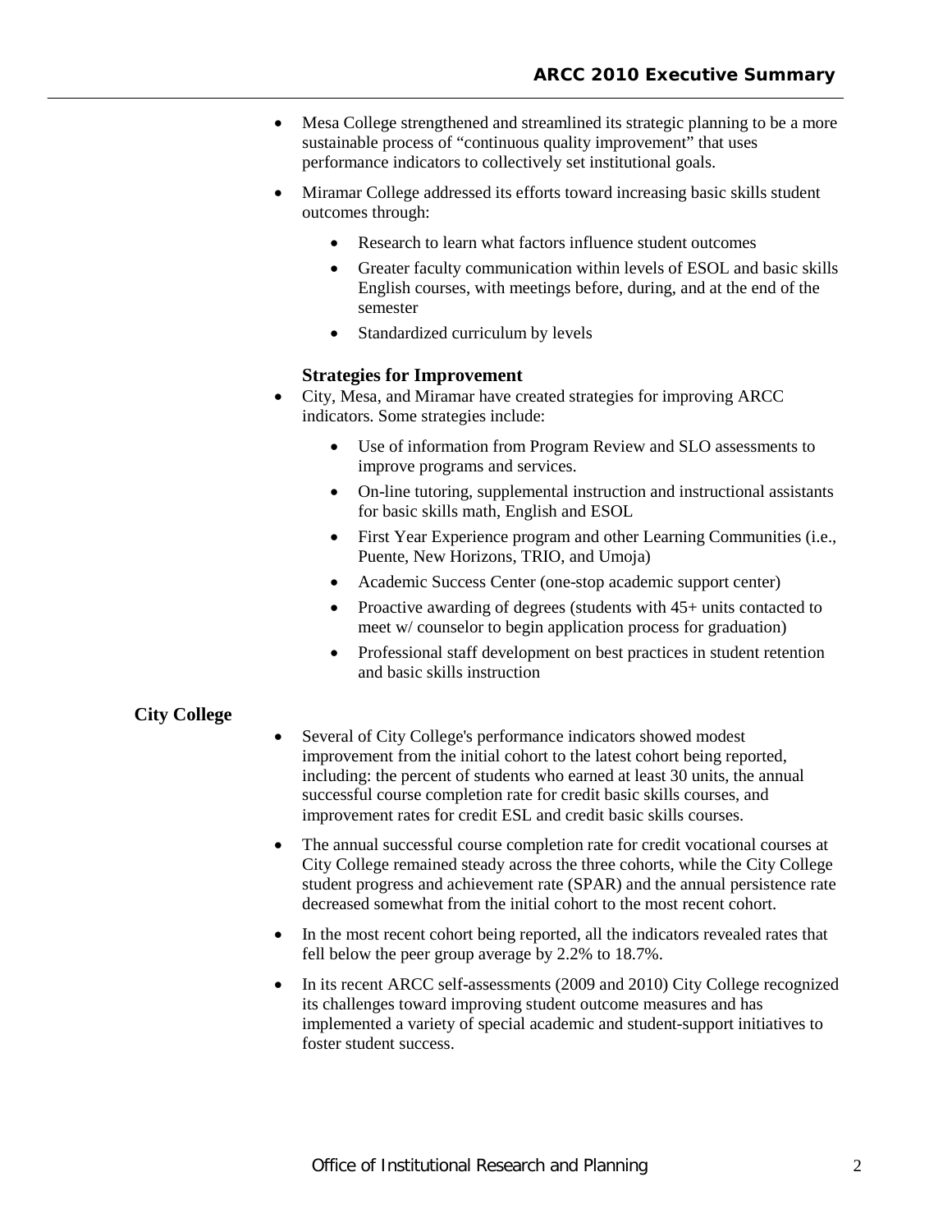- Mesa College strengthened and streamlined its strategic planning to be a more sustainable process of "continuous quality improvement" that uses performance indicators to collectively set institutional goals.
- Miramar College addressed its efforts toward increasing basic skills student outcomes through:
  - Research to learn what factors influence student outcomes
  - Greater faculty communication within levels of ESOL and basic skills English courses, with meetings before, during, and at the end of the semester
  - Standardized curriculum by levels

### Strategies for Improvement

- City, Mesa, and Miramar have created strategies for improving ARCC indicators. Some strategies include:
  - Use of information from Program Review and SLO assessments to improve programs and services.
  - On-line tutoring, supplemental instruction and instructional assistants for basic skills math, English and ESOL
  - First Year Experience program and other Learning Communities (i.e., Puente, New Horizons, TRIO, and Umoja)
  - Academic Success Center (one-stop academic support center)
  - Proactive awarding of degrees (students with 45+ units contacted to meet w/ counselor to begin application process for graduation)
  - Professional staff development on best practices in student retention and basic skills instruction

## City College

- Several of City College's performance indicators showed modest improvement from the initial cohort to the latest cohort being reported, including: the percent of students who earned at least 30 units, the annual successful course completion rate for credit basic skills courses, and improvement rates for credit ESL and credit basic skills courses.
- The annual successful course completion rate for credit vocational courses at City College remained steady across the three cohorts, while the City College student progress and achievement rate (SPAR) and the annual persistence rate decreased somewhat from the initial cohort to the most recent cohort.
- In the most recent cohort being reported, all the indicators revealed rates that fell below the peer group average by 2.2% to 18.7%.
- In its recent ARCC self-assessments (2009 and 2010) City College recognized its challenges toward improving student outcome measures and has implemented a variety of special academic and student-support initiatives to foster student success.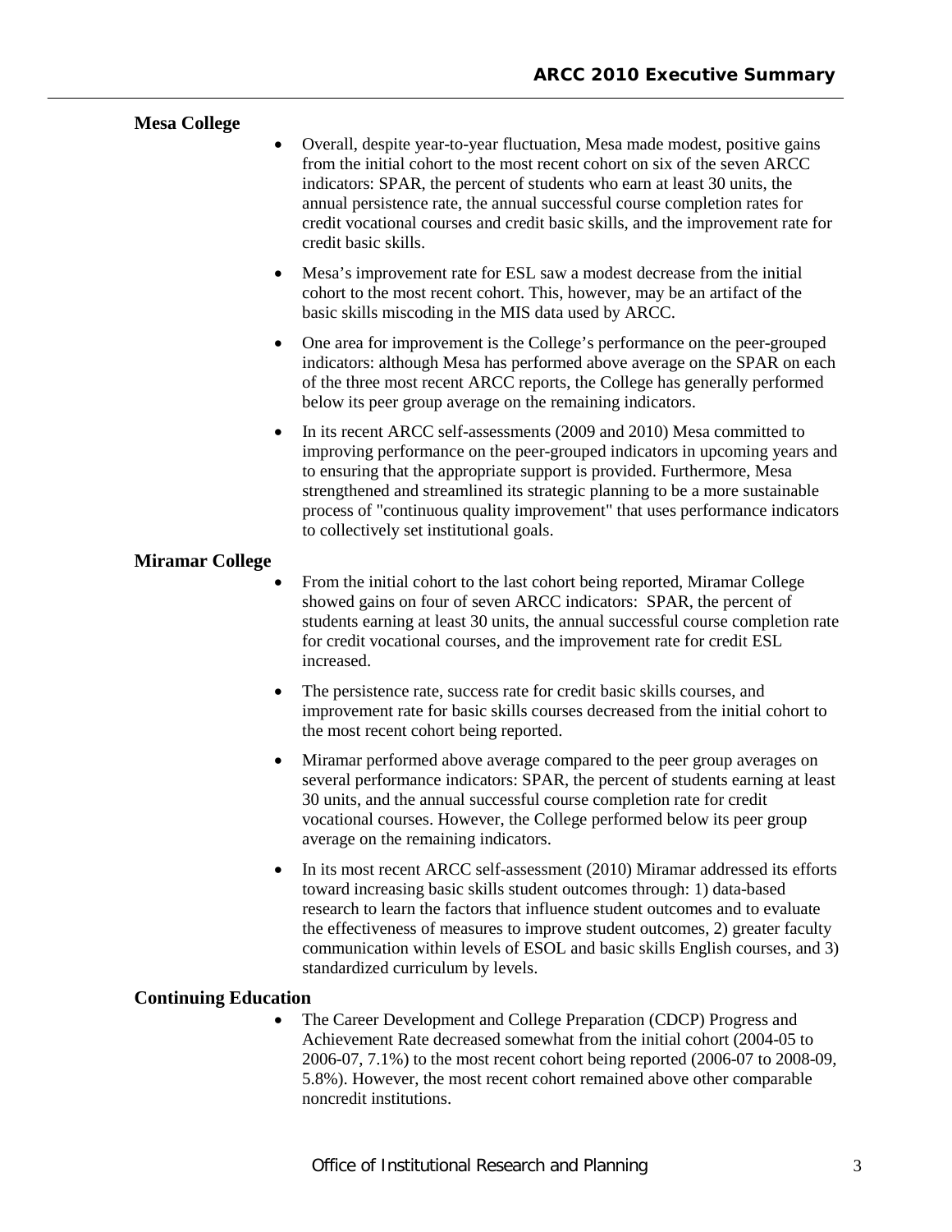### Mesa College

- Overall, despite year-to-year fluctuation, Mesa made modest, positive gains from the initial cohort to the most recent cohort on six of the seven ARCC indicators: SPAR, the percent of students who earn at least 30 units, the annual persistence rate, the annual successful course completion rates for credit vocational courses and credit basic skills, and the improvement rate for credit basic skills.
- Mesa's improvement rate for ESL saw a modest decrease from the initial cohort to the most recent cohort. This, however, may be an artifact of the basic skills miscoding in the MIS data used by ARCC.
- One area for improvement is the College's performance on the peer-grouped indicators: although Mesa has performed above average on the SPAR on each of the three most recent ARCC reports, the College has generally performed below its peer group average on the remaining indicators.
- In its recent ARCC self-assessments (2009 and 2010) Mesa committed to improving performance on the peer-grouped indicators in upcoming years and to ensuring that the appropriate support is provided. Furthermore, Mesa strengthened and streamlined its strategic planning to be a more sustainable process of "continuous quality improvement" that uses performance indicators to collectively set institutional goals.

### Miramar College

- From the initial cohort to the last cohort being reported, Miramar College showed gains on four of seven ARCC indicators: SPAR, the percent of students earning at least 30 units, the annual successful course completion rate for credit vocational courses, and the improvement rate for credit ESL increased.
- The persistence rate, success rate for credit basic skills courses, and improvement rate for basic skills courses decreased from the initial cohort to the most recent cohort being reported.
- Miramar performed above average compared to the peer group averages on several performance indicators: SPAR, the percent of students earning at least 30 units, and the annual successful course completion rate for credit vocational courses. However, the College performed below its peer group average on the remaining indicators.
- In its most recent ARCC self-assessment (2010) Miramar addressed its efforts toward increasing basic skills student outcomes through: 1) data-based research to learn the factors that influence student outcomes and to evaluate the effectiveness of measures to improve student outcomes, 2) greater faculty communication within levels of ESOL and basic skills English courses, and 3) standardized curriculum by levels.

### Continuing Education

- The Career Development and College Preparation (CDCP) Progress and Achievement Rate decreased somewhat from the initial cohort (2004-05 to 2006-07, 7.1%) to the most recent cohort being reported (2006-07 to 2008-09, 5.8%). However, the most recent cohort remained above other comparable noncredit institutions.